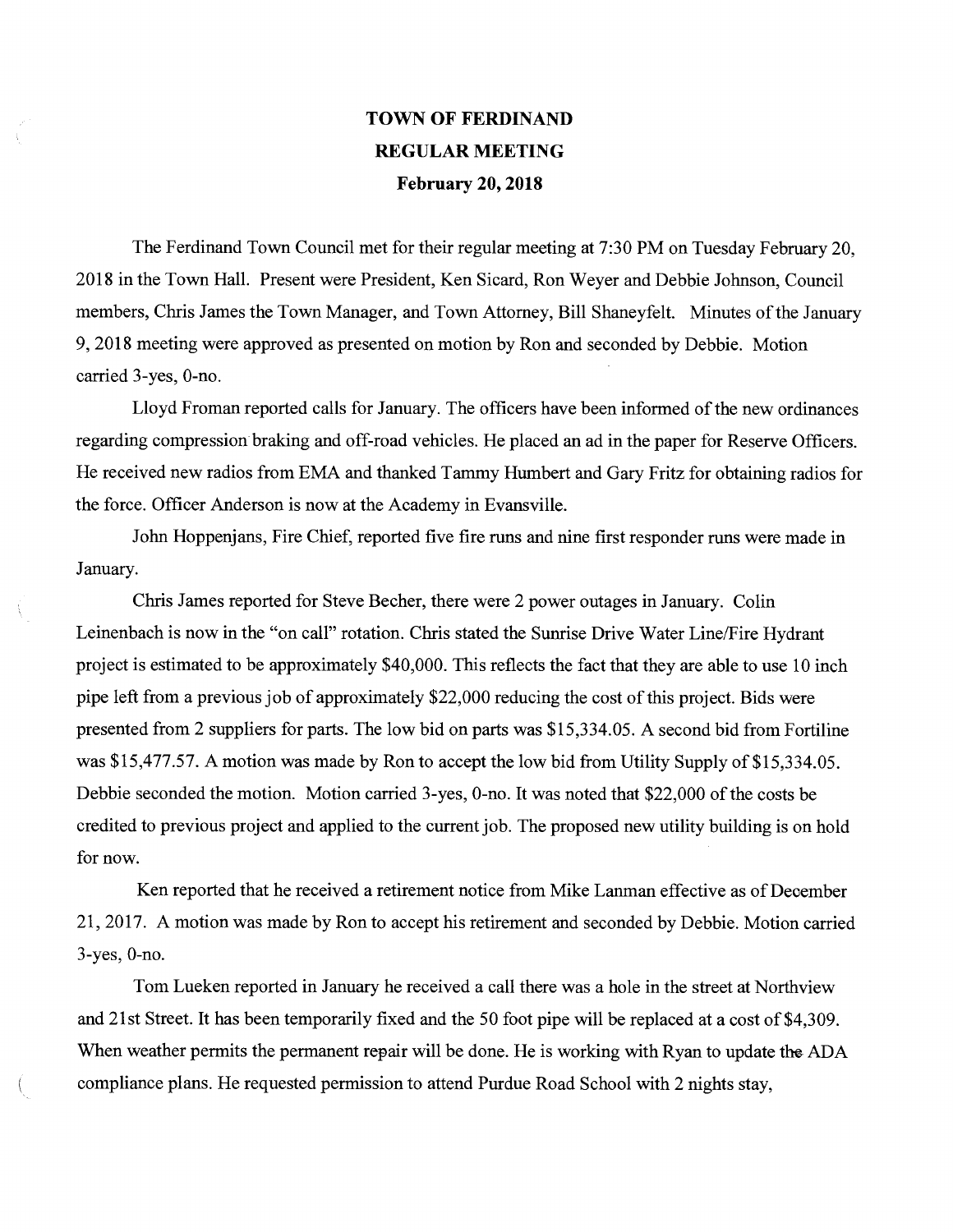# TOWN OF FERDINAND
## REGULAR MEETING
### February 20, 2018

The Ferdinand Town Council met for their regular meeting at 7:30 PM on Tuesday February 20, 2018 in the Town Hall. Present were President, Ken Sicard, Ron Weyer and Debbie Johnson, Council members, Chris James the Town Manager, and Town Attorney, Bill Shaneyfelt. Minutes of the January 9, 2018 meeting were approved as presented on motion by Ron and seconded by Debbie. Motion carried 3-yes, 0-no.

Lloyd Froman reported calls for January. The officers have been informed of the new ordinances regarding compression braking and off-road vehicles. He placed an ad in the paper for Reserve Officers. He received new radios from EMA and thanked Tammy Humbert and Gary Fritz for obtaining radios for the force. Officer Anderson is now at the Academy in Evansville.

John Hoppenjans, Fire Chief, reported five fire runs and nine first responder runs were made in January.

Chris James reported for Steve Becher, there were 2 power outages in January. Colin Leinenbach is now in the "on call" rotation. Chris stated the Sunrise Drive Water Line/Fire Hydrant project is estimated to be approximately $40,000. This reflects the fact that they are able to use 10 inch pipe left from a previous job of approximately $22,000 reducing the cost of this project. Bids were presented from 2 suppliers for parts. The low bid on parts was $15,334.05. A second bid from Fortiline was $15,477.57. A motion was made by Ron to accept the low bid from Utility Supply of $15,334.05. Debbie seconded the motion. Motion carried 3-yes, 0-no. It was noted that $22,000 of the costs be credited to previous project and applied to the current job. The proposed new utility building is on hold for now.

Ken reported that he received a retirement notice from Mike Lanman effective as of December 21, 2017. A motion was made by Ron to accept his retirement and seconded by Debbie. Motion carried 3-yes, 0-no.

Tom Lueken reported in January he received a call there was a hole in the street at Northview and 21st Street. It has been temporarily fixed and the 50 foot pipe will be replaced at a cost of $4,309. When weather permits the permanent repair will be done. He is working with Ryan to update the ADA compliance plans. He requested permission to attend Purdue Road School with 2 nights stay,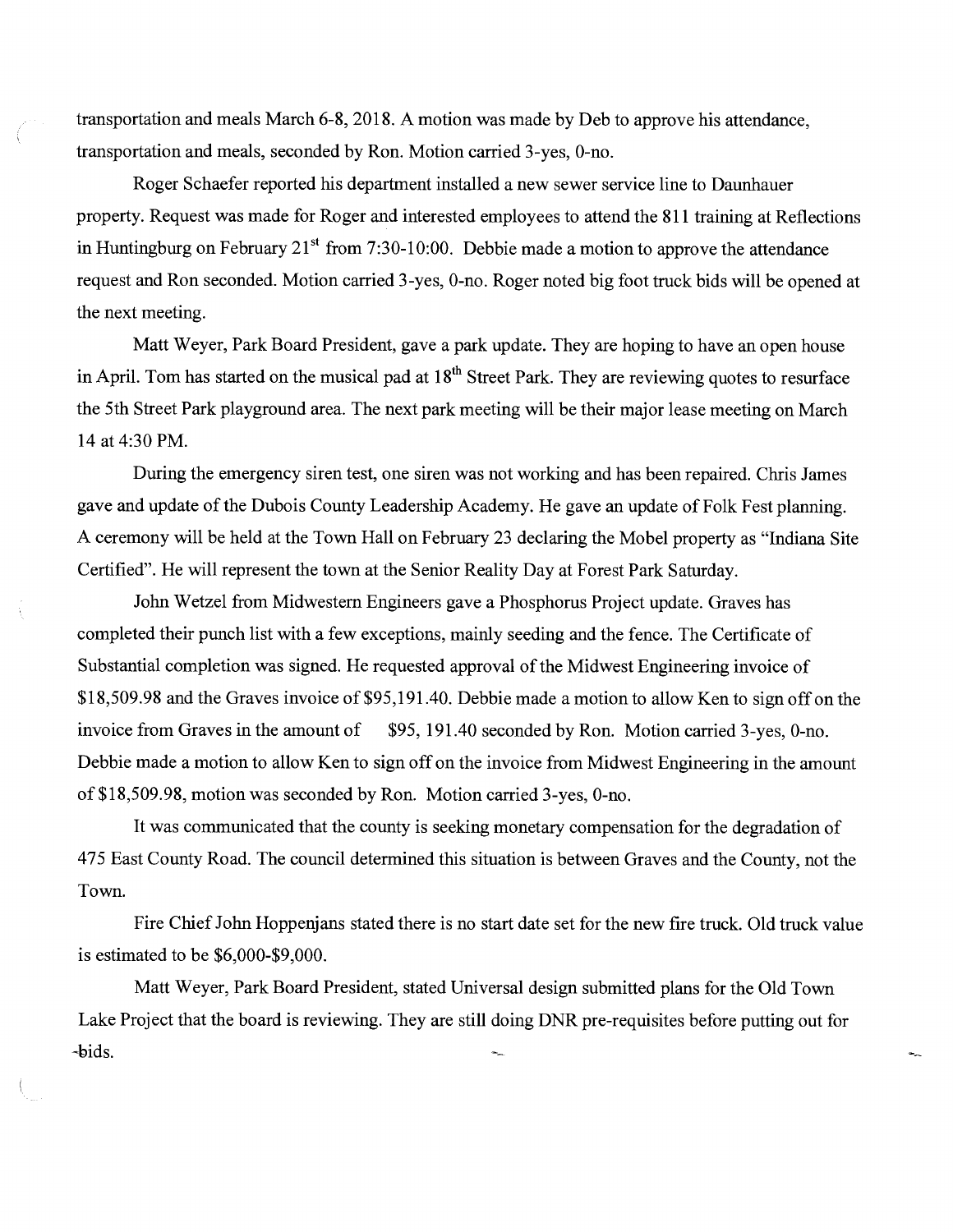transportation and meals March 6-8, 2018. A motion was made by Deb to approve his attendance, transportation and meals, seconded by Ron. Motion carried 3-yes, 0-no.

Roger Schaefer reported his department installed a new sewer service line to Daunhauer property. Request was made for Roger and interested employees to attend the 811 training at Reflections in Huntingburg on February 21st from 7:30-10:00. Debbie made a motion to approve the attendance request and Ron seconded. Motion carried 3-yes, 0-no. Roger noted big foot truck bids will be opened at the next meeting.

Matt Weyer, Park Board President, gave a park update. They are hoping to have an open house in April. Tom has started on the musical pad at 18th Street Park. They are reviewing quotes to resurface the 5th Street Park playground area. The next park meeting will be their major lease meeting on March 14 at 4:30 PM.

During the emergency siren test, one siren was not working and has been repaired. Chris James gave and update of the Dubois County Leadership Academy. He gave an update of Folk Fest planning. A ceremony will be held at the Town Hall on February 23 declaring the Mobel property as "Indiana Site Certified". He will represent the town at the Senior Reality Day at Forest Park Saturday.

John Wetzel from Midwestern Engineers gave a Phosphorus Project update. Graves has completed their punch list with a few exceptions, mainly seeding and the fence. The Certificate of Substantial completion was signed. He requested approval of the Midwest Engineering invoice of $18,509.98 and the Graves invoice of $95,191.40. Debbie made a motion to allow Ken to sign off on the invoice from Graves in the amount of $95, 191.40 seconded by Ron. Motion carried 3-yes, 0-no. Debbie made a motion to allow Ken to sign off on the invoice from Midwest Engineering in the amount of $18,509.98, motion was seconded by Ron. Motion carried 3-yes, 0-no.

It was communicated that the county is seeking monetary compensation for the degradation of 475 East County Road. The council determined this situation is between Graves and the County, not the Town.

Fire Chief John Hoppenjans stated there is no start date set for the new fire truck. Old truck value is estimated to be $6,000-$9,000.

Matt Weyer, Park Board President, stated Universal design submitted plans for the Old Town Lake Project that the board is reviewing. They are still doing DNR pre-requisites before putting out for bids.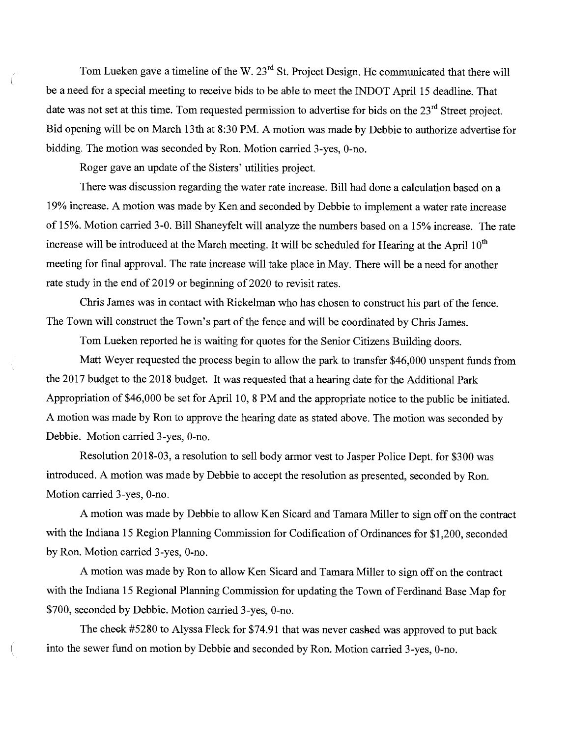Tom Lueken gave a timeline of the W. 23rd St. Project Design. He communicated that there will be a need for a special meeting to receive bids to be able to meet the INDOT April 15 deadline. That date was not set at this time. Tom requested permission to advertise for bids on the 23rd Street project. Bid opening will be on March 13th at 8:30 PM. A motion was made by Debbie to authorize advertise for bidding. The motion was seconded by Ron. Motion carried 3-yes, 0-no.

Roger gave an update of the Sisters' utilities project.

There was discussion regarding the water rate increase. Bill had done a calculation based on a 19% increase. A motion was made by Ken and seconded by Debbie to implement a water rate increase of 15%. Motion carried 3-0. Bill Shaneyfelt will analyze the numbers based on a 15% increase. The rate increase will be introduced at the March meeting. It will be scheduled for Hearing at the April 10th meeting for final approval. The rate increase will take place in May. There will be a need for another rate study in the end of 2019 or beginning of 2020 to revisit rates.

Chris James was in contact with Rickelman who has chosen to construct his part of the fence. The Town will construct the Town's part of the fence and will be coordinated by Chris James.

Tom Lueken reported he is waiting for quotes for the Senior Citizens Building doors.

Matt Weyer requested the process begin to allow the park to transfer $46,000 unspent funds from the 2017 budget to the 2018 budget. It was requested that a hearing date for the Additional Park Appropriation of $46,000 be set for April 10, 8 PM and the appropriate notice to the public be initiated. A motion was made by Ron to approve the hearing date as stated above. The motion was seconded by Debbie. Motion carried 3-yes, 0-no.

Resolution 2018-03, a resolution to sell body armor vest to Jasper Police Dept. for $300 was introduced. A motion was made by Debbie to accept the resolution as presented, seconded by Ron. Motion carried 3-yes, 0-no.

A motion was made by Debbie to allow Ken Sicard and Tamara Miller to sign off on the contract with the Indiana 15 Region Planning Commission for Codification of Ordinances for $1,200, seconded by Ron. Motion carried 3-yes, 0-no.

A motion was made by Ron to allow Ken Sicard and Tamara Miller to sign off on the contract with the Indiana 15 Regional Planning Commission for updating the Town of Ferdinand Base Map for $700, seconded by Debbie. Motion carried 3-yes, 0-no.

The check #5280 to Alyssa Fleck for $74.91 that was never cashed was approved to put back into the sewer fund on motion by Debbie and seconded by Ron. Motion carried 3-yes, 0-no.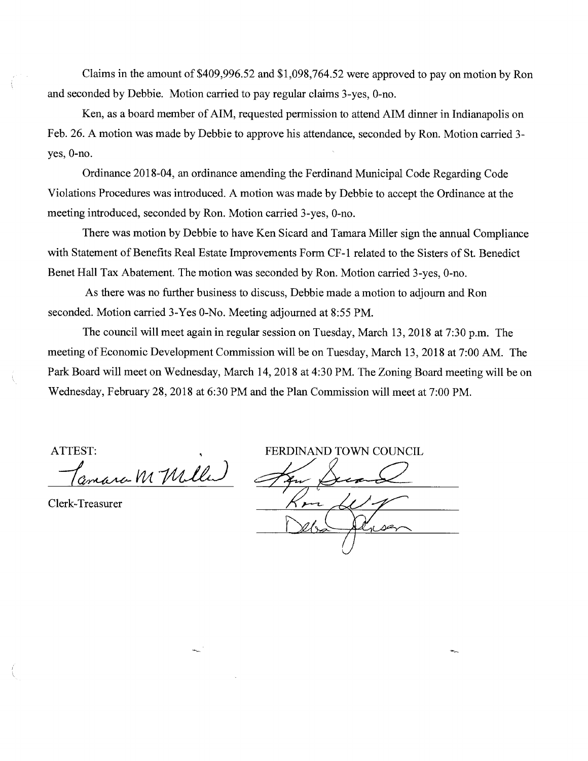Claims in the amount of $409,996.52 and $1,098,764.52 were approved to pay on motion by Ron and seconded by Debbie. Motion carried to pay regular claims 3-yes, 0-no.

Ken, as a board member of AIM, requested permission to attend AIM dinner in Indianapolis on Feb. 26. A motion was made by Debbie to approve his attendance, seconded by Ron. Motion carried 3-yes, 0-no.

Ordinance 2018-04, an ordinance amending the Ferdinand Municipal Code Regarding Code Violations Procedures was introduced. A motion was made by Debbie to accept the Ordinance at the meeting introduced, seconded by Ron. Motion carried 3-yes, 0-no.

There was motion by Debbie to have Ken Sicard and Tamara Miller sign the annual Compliance with Statement of Benefits Real Estate Improvements Form CF-1 related to the Sisters of St. Benedict Benet Hall Tax Abatement. The motion was seconded by Ron. Motion carried 3-yes, 0-no.

As there was no further business to discuss, Debbie made a motion to adjourn and Ron seconded. Motion carried 3-Yes 0-No. Meeting adjourned at 8:55 PM.

The council will meet again in regular session on Tuesday, March 13, 2018 at 7:30 p.m. The meeting of Economic Development Commission will be on Tuesday, March 13, 2018 at 7:00 AM. The Park Board will meet on Wednesday, March 14, 2018 at 4:30 PM. The Zoning Board meeting will be on Wednesday, February 28, 2018 at 6:30 PM and the Plan Commission will meet at 7:00 PM.

ATTEST:

Tamara M Miller

Clerk-Treasurer

FERDINAND TOWN COUNCIL

Ken Sicard

Ron

Debra Olinger